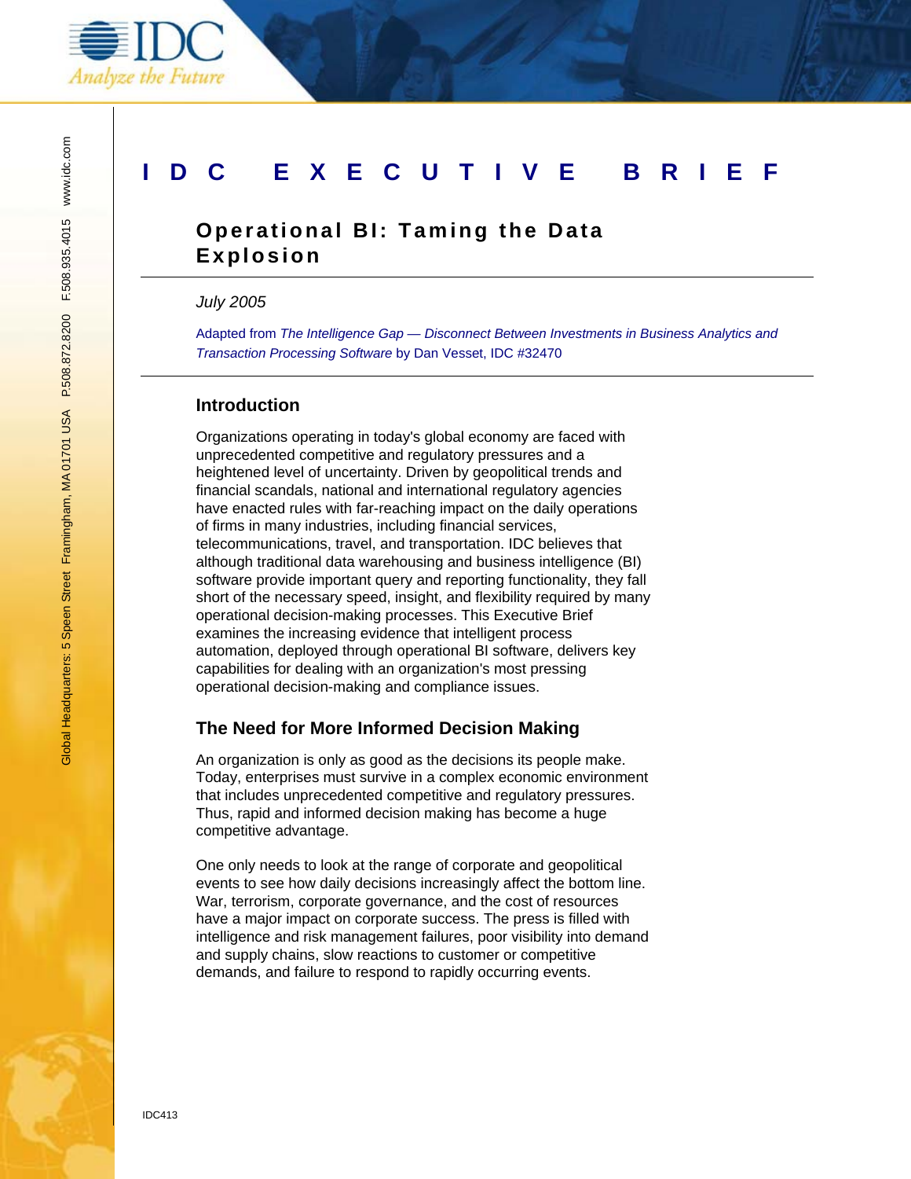# IDC EXECUTIVE BRIEF

## Operational BI: Taming the Data Explosion

*July 2005*

Adapted from *The Intelligence Gap — Disconnect Between Investments in Business Analytics and Transaction Processing Software* by Dan Vesset, IDC #32470

### Introduction

Organizations operating in today's global economy are faced with unprecedented competitive and regulatory pressures and a heightened level of uncertainty. Driven by geopolitical trends and financial scandals, national and international regulatory agencies have enacted rules with far-reaching impact on the daily operations of firms in many industries, including financial services, telecommunications, travel, and transportation. IDC believes that although traditional data warehousing and business intelligence (BI) software provide important query and reporting functionality, they fall short of the necessary speed, insight, and flexibility required by many operational decision-making processes. This Executive Brief examines the increasing evidence that intelligent process automation, deployed through operational BI software, delivers key capabilities for dealing with an organization's most pressing operational decision-making and compliance issues.

### The Need for More Informed Decision Making

An organization is only as good as the decisions its people make. Today, enterprises must survive in a complex economic environment that includes unprecedented competitive and regulatory pressures. Thus, rapid and informed decision making has become a huge competitive advantage.

One only needs to look at the range of corporate and geopolitical events to see how daily decisions increasingly affect the bottom line. War, terrorism, corporate governance, and the cost of resources have a major impact on corporate success. The press is filled with intelligence and risk management failures, poor visibility into demand and supply chains, slow reactions to customer or competitive demands, and failure to respond to rapidly occurring events.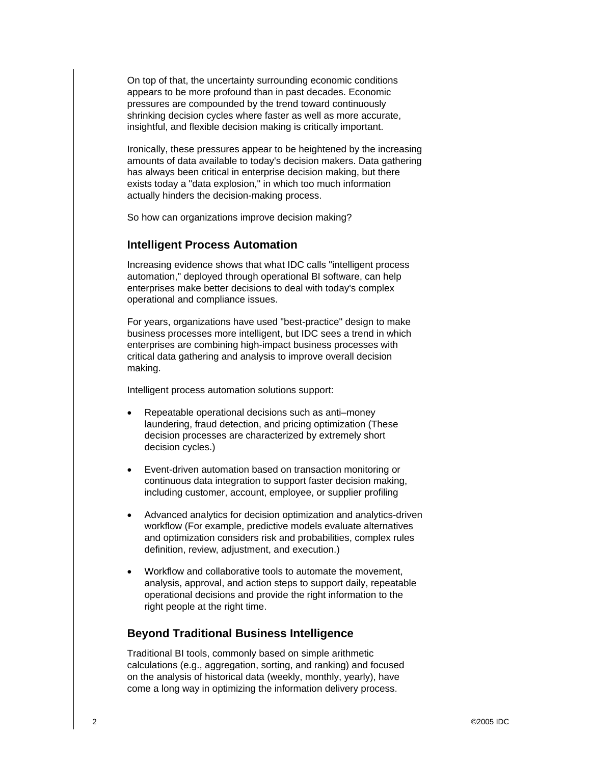On top of that, the uncertainty surrounding economic conditions appears to be more profound than in past decades. Economic pressures are compounded by the trend toward continuously shrinking decision cycles where faster as well as more accurate, insightful, and flexible decision making is critically important.

Ironically, these pressures appear to be heightened by the increasing amounts of data available to today's decision makers. Data gathering has always been critical in enterprise decision making, but there exists today a "data explosion," in which too much information actually hinders the decision-making process.

So how can organizations improve decision making?

## Intelligent Process Automation

Increasing evidence shows that what IDC calls "intelligent process automation," deployed through operational BI software, can help enterprises make better decisions to deal with today's complex operational and compliance issues.

For years, organizations have used "best-practice" design to make business processes more intelligent, but IDC sees a trend in which enterprises are combining high-impact business processes with critical data gathering and analysis to improve overall decision making.

Intelligent process automation solutions support:

- Repeatable operational decisions such as anti–money laundering, fraud detection, and pricing optimization (These decision processes are characterized by extremely short decision cycles.)
- Event-driven automation based on transaction monitoring or continuous data integration to support faster decision making, including customer, account, employee, or supplier profiling
- Advanced analytics for decision optimization and analytics-driven workflow (For example, predictive models evaluate alternatives and optimization considers risk and probabilities, complex rules definition, review, adjustment, and execution.)
- Workflow and collaborative tools to automate the movement, analysis, approval, and action steps to support daily, repeatable operational decisions and provide the right information to the right people at the right time.

## Beyond Traditional Business Intelligence

Traditional BI tools, commonly based on simple arithmetic calculations (e.g., aggregation, sorting, and ranking) and focused on the analysis of historical data (weekly, monthly, yearly), have come a long way in optimizing the information delivery process.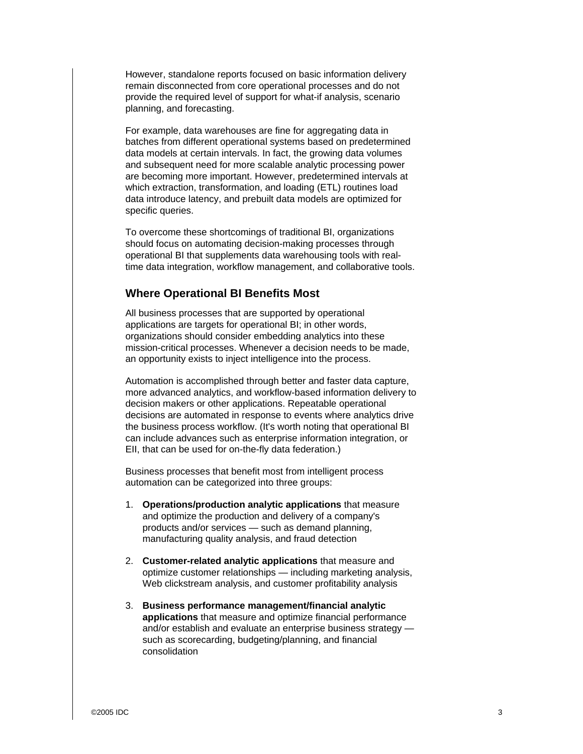However, standalone reports focused on basic information delivery remain disconnected from core operational processes and do not provide the required level of support for what-if analysis, scenario planning, and forecasting.

For example, data warehouses are fine for aggregating data in batches from different operational systems based on predetermined data models at certain intervals. In fact, the growing data volumes and subsequent need for more scalable analytic processing power are becoming more important. However, predetermined intervals at which extraction, transformation, and loading (ETL) routines load data introduce latency, and prebuilt data models are optimized for specific queries.

To overcome these shortcomings of traditional BI, organizations should focus on automating decision-making processes through operational BI that supplements data warehousing tools with real-time data integration, workflow management, and collaborative tools.

## Where Operational BI Benefits Most

All business processes that are supported by operational applications are targets for operational BI; in other words, organizations should consider embedding analytics into these mission-critical processes. Whenever a decision needs to be made, an opportunity exists to inject intelligence into the process.

Automation is accomplished through better and faster data capture, more advanced analytics, and workflow-based information delivery to decision makers or other applications. Repeatable operational decisions are automated in response to events where analytics drive the business process workflow. (It's worth noting that operational BI can include advances such as enterprise information integration, or EII, that can be used for on-the-fly data federation.)

Business processes that benefit most from intelligent process automation can be categorized into three groups:

1. **Operations/production analytic applications** that measure and optimize the production and delivery of a company's products and/or services — such as demand planning, manufacturing quality analysis, and fraud detection

2. **Customer-related analytic applications** that measure and optimize customer relationships — including marketing analysis, Web clickstream analysis, and customer profitability analysis

3. **Business performance management/financial analytic applications** that measure and optimize financial performance and/or establish and evaluate an enterprise business strategy — such as scorecarding, budgeting/planning, and financial consolidation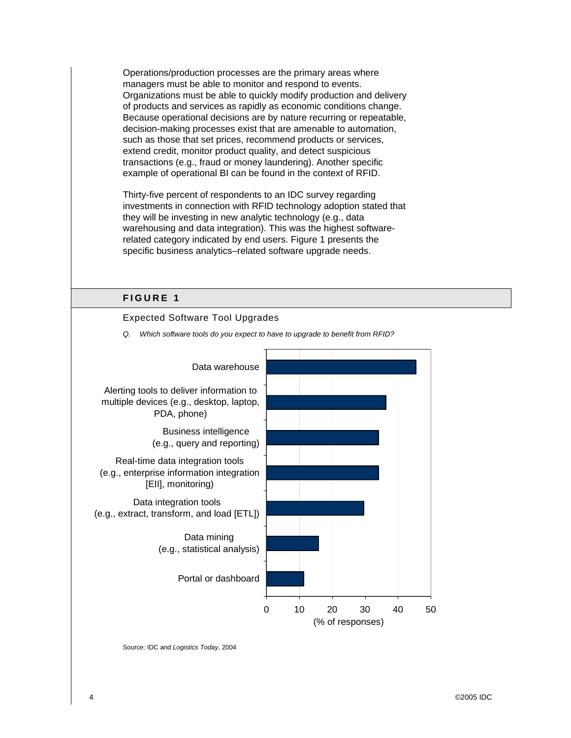Operations/production processes are the primary areas where managers must be able to monitor and respond to events. Organizations must be able to quickly modify production and delivery of products and services as rapidly as economic conditions change. Because operational decisions are by nature recurring or repeatable, decision-making processes exist that are amenable to automation, such as those that set prices, recommend products or services, extend credit, monitor product quality, and detect suspicious transactions (e.g., fraud or money laundering). Another specific example of operational BI can be found in the context of RFID.

Thirty-five percent of respondents to an IDC survey regarding investments in connection with RFID technology adoption stated that they will be investing in new analytic technology (e.g., data warehousing and data integration). This was the highest software-related category indicated by end users. Figure 1 presents the specific business analytics–related software upgrade needs.

## FIGURE 1

Expected Software Tool Upgrades

*Q. Which software tools do you expect to have to upgrade to benefit from RFID?*

| Software tool | (% of responses) |
|---|---|
| Data warehouse | ~45 |
| Alerting tools to deliver information to multiple devices (e.g., desktop, laptop, PDA, phone) | ~36 |
| Business intelligence (e.g., query and reporting) | ~34 |
| Real-time data integration tools (e.g., enterprise information integration [EII], monitoring) | ~34 |
| Data integration tools (e.g., extract, transform, and load [ETL]) | ~29 |
| Data mining (e.g., statistical analysis) | ~16 |
| Portal or dashboard | ~11 |

Source: IDC and *Logistics Today*, 2004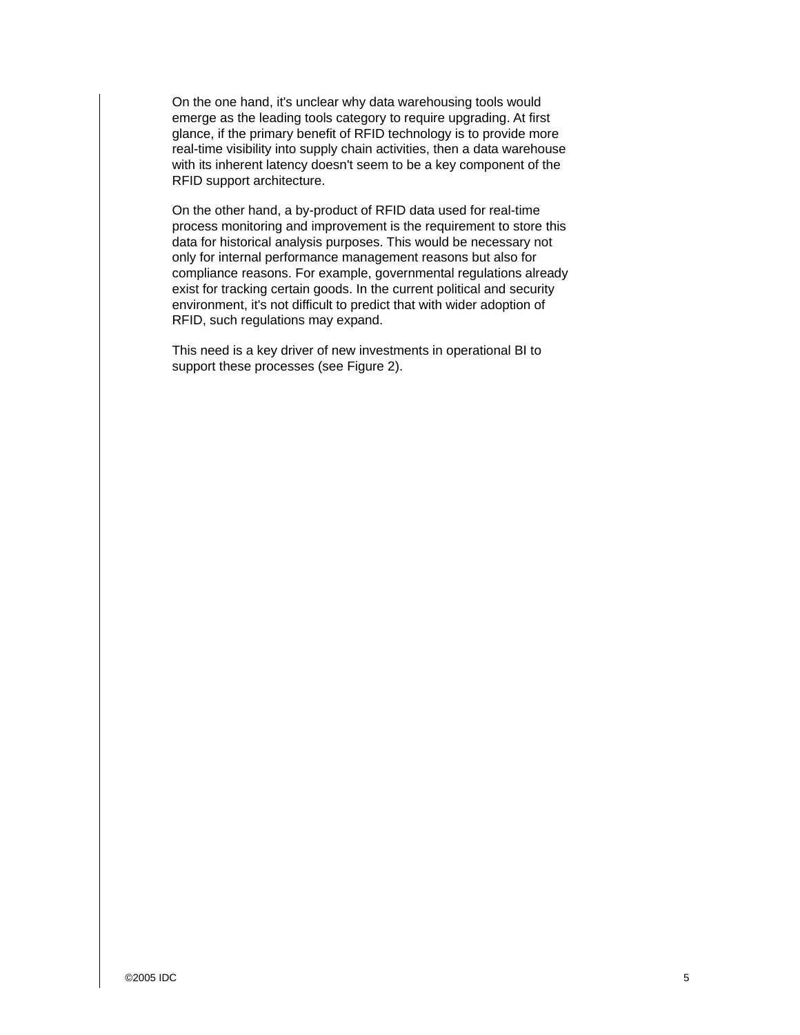On the one hand, it's unclear why data warehousing tools would emerge as the leading tools category to require upgrading. At first glance, if the primary benefit of RFID technology is to provide more real-time visibility into supply chain activities, then a data warehouse with its inherent latency doesn't seem to be a key component of the RFID support architecture.

On the other hand, a by-product of RFID data used for real-time process monitoring and improvement is the requirement to store this data for historical analysis purposes. This would be necessary not only for internal performance management reasons but also for compliance reasons. For example, governmental regulations already exist for tracking certain goods. In the current political and security environment, it's not difficult to predict that with wider adoption of RFID, such regulations may expand.

This need is a key driver of new investments in operational BI to support these processes (see Figure 2).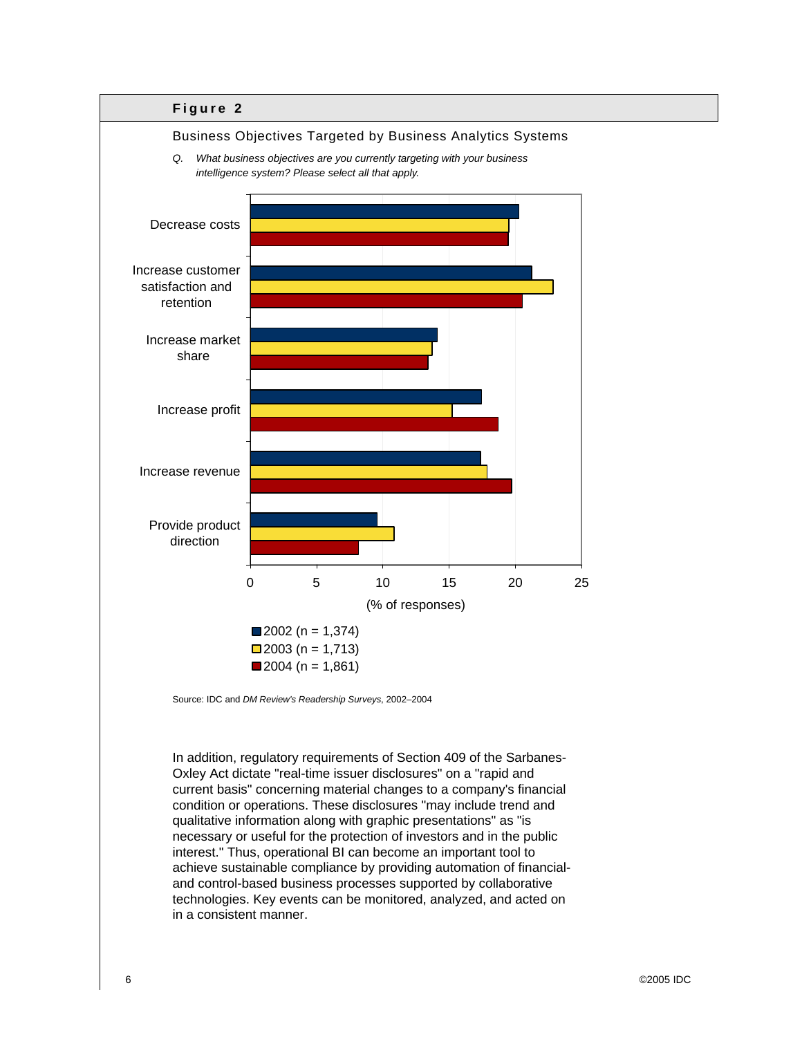**Figure 2**

Business Objectives Targeted by Business Analytics Systems

*Q. What business objectives are you currently targeting with your business intelligence system? Please select all that apply.*

Source: IDC and *DM Review's Readership Surveys*, 2002–2004

In addition, regulatory requirements of Section 409 of the Sarbanes-Oxley Act dictate "real-time issuer disclosures" on a "rapid and current basis" concerning material changes to a company's financial condition or operations. These disclosures "may include trend and qualitative information along with graphic presentations" as "is necessary or useful for the protection of investors and in the public interest." Thus, operational BI can become an important tool to achieve sustainable compliance by providing automation of financial- and control-based business processes supported by collaborative technologies. Key events can be monitored, analyzed, and acted on in a consistent manner.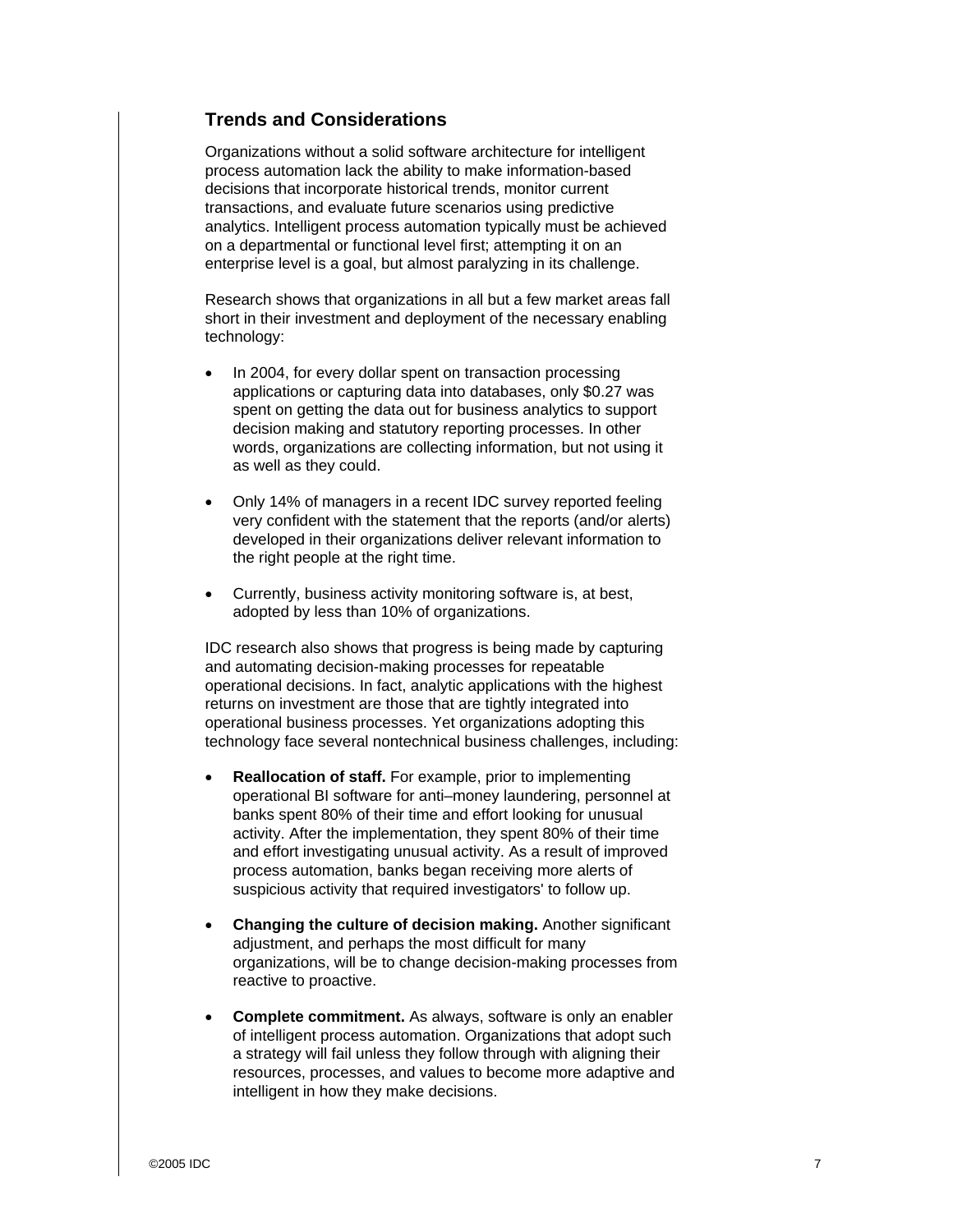## Trends and Considerations

Organizations without a solid software architecture for intelligent process automation lack the ability to make information-based decisions that incorporate historical trends, monitor current transactions, and evaluate future scenarios using predictive analytics. Intelligent process automation typically must be achieved on a departmental or functional level first; attempting it on an enterprise level is a goal, but almost paralyzing in its challenge.

Research shows that organizations in all but a few market areas fall short in their investment and deployment of the necessary enabling technology:

- In 2004, for every dollar spent on transaction processing applications or capturing data into databases, only $0.27 was spent on getting the data out for business analytics to support decision making and statutory reporting processes. In other words, organizations are collecting information, but not using it as well as they could.
- Only 14% of managers in a recent IDC survey reported feeling very confident with the statement that the reports (and/or alerts) developed in their organizations deliver relevant information to the right people at the right time.
- Currently, business activity monitoring software is, at best, adopted by less than 10% of organizations.

IDC research also shows that progress is being made by capturing and automating decision-making processes for repeatable operational decisions. In fact, analytic applications with the highest returns on investment are those that are tightly integrated into operational business processes. Yet organizations adopting this technology face several nontechnical business challenges, including:

- **Reallocation of staff.** For example, prior to implementing operational BI software for anti–money laundering, personnel at banks spent 80% of their time and effort looking for unusual activity. After the implementation, they spent 80% of their time and effort investigating unusual activity. As a result of improved process automation, banks began receiving more alerts of suspicious activity that required investigators' to follow up.
- **Changing the culture of decision making.** Another significant adjustment, and perhaps the most difficult for many organizations, will be to change decision-making processes from reactive to proactive.
- **Complete commitment.** As always, software is only an enabler of intelligent process automation. Organizations that adopt such a strategy will fail unless they follow through with aligning their resources, processes, and values to become more adaptive and intelligent in how they make decisions.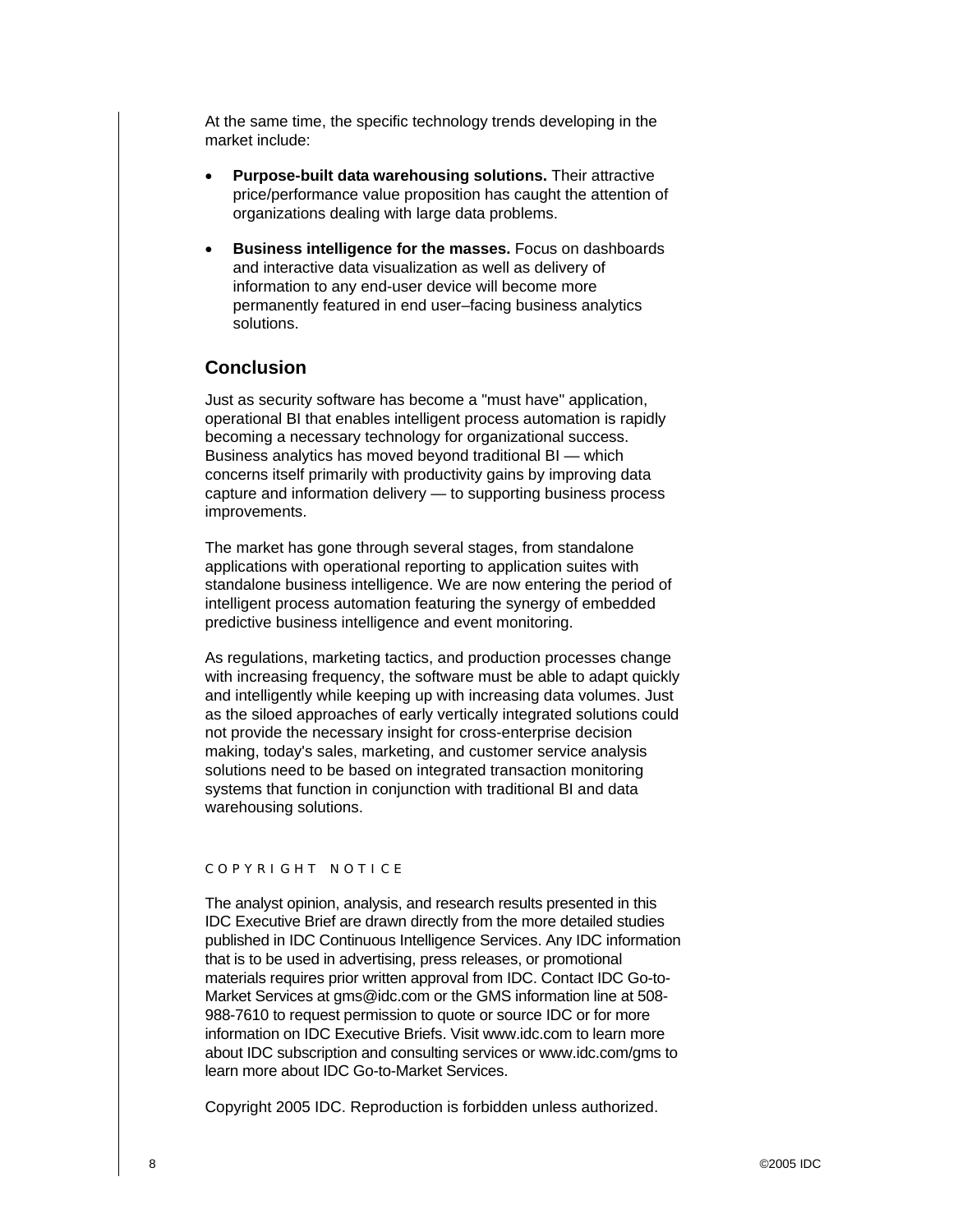At the same time, the specific technology trends developing in the market include:

- **Purpose-built data warehousing solutions.** Their attractive price/performance value proposition has caught the attention of organizations dealing with large data problems.
- **Business intelligence for the masses.** Focus on dashboards and interactive data visualization as well as delivery of information to any end-user device will become more permanently featured in end user–facing business analytics solutions.

## Conclusion

Just as security software has become a "must have" application, operational BI that enables intelligent process automation is rapidly becoming a necessary technology for organizational success. Business analytics has moved beyond traditional BI — which concerns itself primarily with productivity gains by improving data capture and information delivery — to supporting business process improvements.

The market has gone through several stages, from standalone applications with operational reporting to application suites with standalone business intelligence. We are now entering the period of intelligent process automation featuring the synergy of embedded predictive business intelligence and event monitoring.

As regulations, marketing tactics, and production processes change with increasing frequency, the software must be able to adapt quickly and intelligently while keeping up with increasing data volumes. Just as the siloed approaches of early vertically integrated solutions could not provide the necessary insight for cross-enterprise decision making, today's sales, marketing, and customer service analysis solutions need to be based on integrated transaction monitoring systems that function in conjunction with traditional BI and data warehousing solutions.

### COPYRIGHT NOTICE

The analyst opinion, analysis, and research results presented in this IDC Executive Brief are drawn directly from the more detailed studies published in IDC Continuous Intelligence Services. Any IDC information that is to be used in advertising, press releases, or promotional materials requires prior written approval from IDC. Contact IDC Go-to-Market Services at gms@idc.com or the GMS information line at 508-988-7610 to request permission to quote or source IDC or for more information on IDC Executive Briefs. Visit www.idc.com to learn more about IDC subscription and consulting services or www.idc.com/gms to learn more about IDC Go-to-Market Services.

Copyright 2005 IDC. Reproduction is forbidden unless authorized.